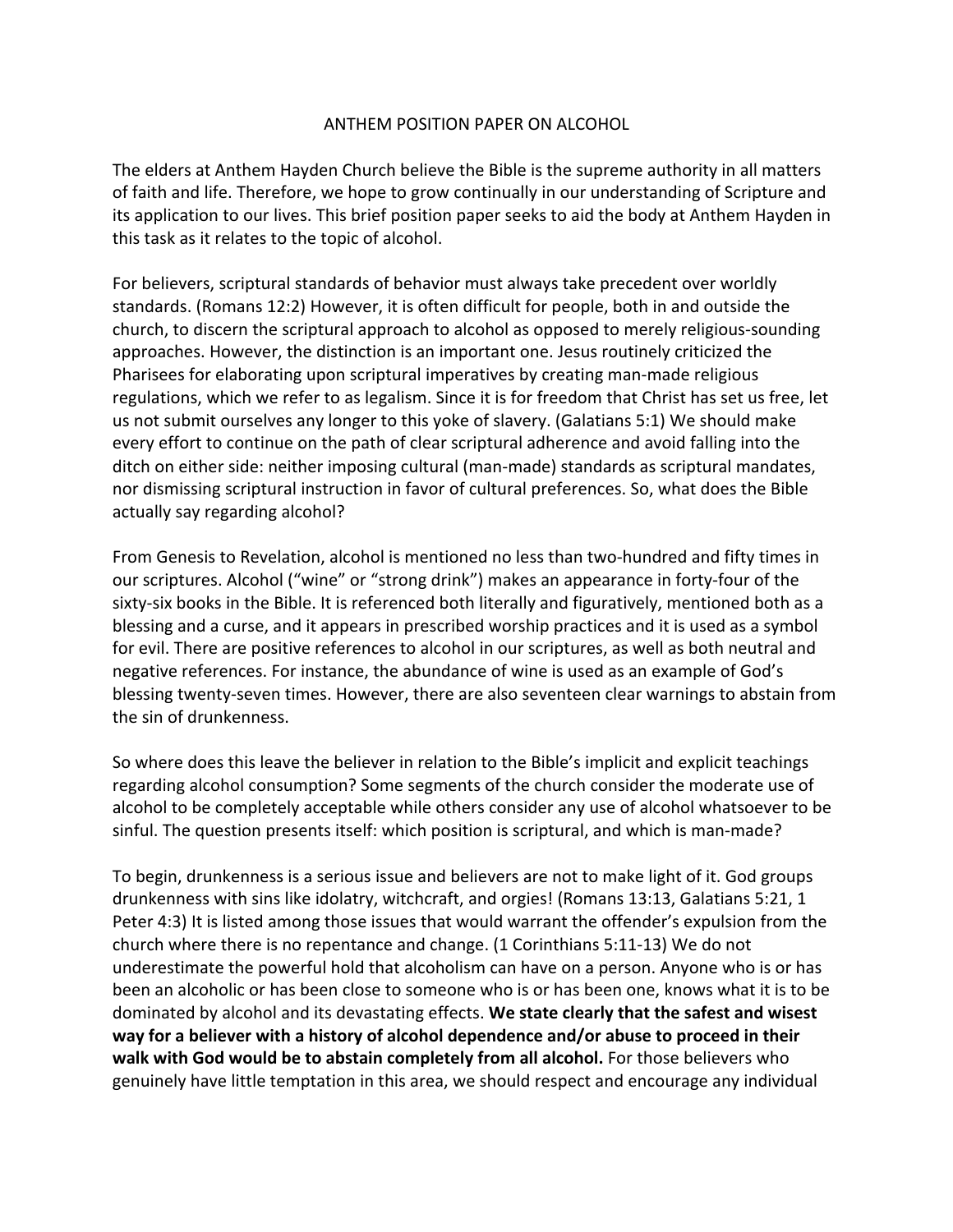# ANTHEM POSITION PAPER ON ALCOHOL

The elders at Anthem Hayden Church believe the Bible is the supreme authority in all matters of faith and life. Therefore, we hope to grow continually in our understanding of Scripture and its application to our lives. This brief position paper seeks to aid the body at Anthem Hayden in this task as it relates to the topic of alcohol.

For believers, scriptural standards of behavior must always take precedent over worldly standards. (Romans 12:2) However, it is often difficult for people, both in and outside the church, to discern the scriptural approach to alcohol as opposed to merely religious-sounding approaches. However, the distinction is an important one. Jesus routinely criticized the Pharisees for elaborating upon scriptural imperatives by creating man-made religious regulations, which we refer to as legalism. Since it is for freedom that Christ has set us free, let us not submit ourselves any longer to this yoke of slavery. (Galatians 5:1) We should make every effort to continue on the path of clear scriptural adherence and avoid falling into the ditch on either side: neither imposing cultural (man-made) standards as scriptural mandates, nor dismissing scriptural instruction in favor of cultural preferences. So, what does the Bible actually say regarding alcohol?

From Genesis to Revelation, alcohol is mentioned no less than two-hundred and fifty times in our scriptures. Alcohol ("wine" or "strong drink") makes an appearance in forty-four of the sixty-six books in the Bible. It is referenced both literally and figuratively, mentioned both as a blessing and a curse, and it appears in prescribed worship practices and it is used as a symbol for evil. There are positive references to alcohol in our scriptures, as well as both neutral and negative references. For instance, the abundance of wine is used as an example of God's blessing twenty-seven times. However, there are also seventeen clear warnings to abstain from the sin of drunkenness.

So where does this leave the believer in relation to the Bible's implicit and explicit teachings regarding alcohol consumption? Some segments of the church consider the moderate use of alcohol to be completely acceptable while others consider any use of alcohol whatsoever to be sinful. The question presents itself: which position is scriptural, and which is man-made?

To begin, drunkenness is a serious issue and believers are not to make light of it. God groups drunkenness with sins like idolatry, witchcraft, and orgies! (Romans 13:13, Galatians 5:21, 1 Peter 4:3) It is listed among those issues that would warrant the offender's expulsion from the church where there is no repentance and change. (1 Corinthians 5:11-13) We do not underestimate the powerful hold that alcoholism can have on a person. Anyone who is or has been an alcoholic or has been close to someone who is or has been one, knows what it is to be dominated by alcohol and its devastating effects. **We state clearly that the safest and wisest way for a believer with a history of alcohol dependence and/or abuse to proceed in their walk with God would be to abstain completely from all alcohol.** For those believers who genuinely have little temptation in this area, we should respect and encourage any individual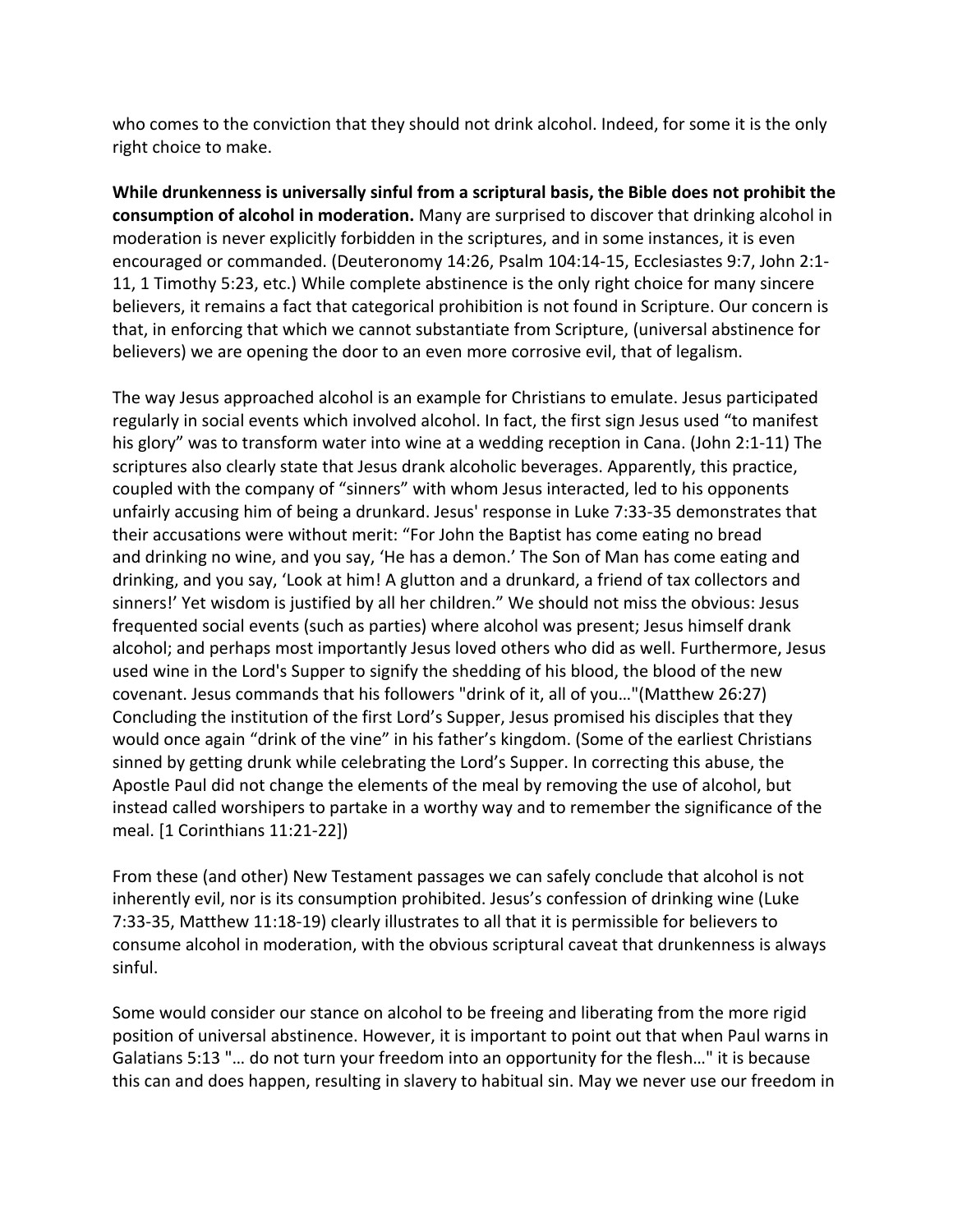who comes to the conviction that they should not drink alcohol. Indeed, for some it is the only right choice to make.

**While drunkenness is universally sinful from a scriptural basis, the Bible does not prohibit the consumption of alcohol in moderation.** Many are surprised to discover that drinking alcohol in moderation is never explicitly forbidden in the scriptures, and in some instances, it is even encouraged or commanded. (Deuteronomy 14:26, Psalm 104:14-15, Ecclesiastes 9:7, John 2:1-11, 1 Timothy 5:23, etc.) While complete abstinence is the only right choice for many sincere believers, it remains a fact that categorical prohibition is not found in Scripture. Our concern is that, in enforcing that which we cannot substantiate from Scripture, (universal abstinence for believers) we are opening the door to an even more corrosive evil, that of legalism.

The way Jesus approached alcohol is an example for Christians to emulate. Jesus participated regularly in social events which involved alcohol. In fact, the first sign Jesus used "to manifest his glory" was to transform water into wine at a wedding reception in Cana. (John 2:1-11) The scriptures also clearly state that Jesus drank alcoholic beverages. Apparently, this practice, coupled with the company of "sinners" with whom Jesus interacted, led to his opponents unfairly accusing him of being a drunkard. Jesus' response in Luke 7:33-35 demonstrates that their accusations were without merit: "For John the Baptist has come eating no bread and drinking no wine, and you say, 'He has a demon.' The Son of Man has come eating and drinking, and you say, 'Look at him! A glutton and a drunkard, a friend of tax collectors and sinners!' Yet wisdom is justified by all her children." We should not miss the obvious: Jesus frequented social events (such as parties) where alcohol was present; Jesus himself drank alcohol; and perhaps most importantly Jesus loved others who did as well. Furthermore, Jesus used wine in the Lord's Supper to signify the shedding of his blood, the blood of the new covenant. Jesus commands that his followers "drink of it, all of you…"(Matthew 26:27) Concluding the institution of the first Lord's Supper, Jesus promised his disciples that they would once again "drink of the vine" in his father's kingdom. (Some of the earliest Christians sinned by getting drunk while celebrating the Lord's Supper. In correcting this abuse, the Apostle Paul did not change the elements of the meal by removing the use of alcohol, but instead called worshipers to partake in a worthy way and to remember the significance of the meal. [1 Corinthians 11:21-22])

From these (and other) New Testament passages we can safely conclude that alcohol is not inherently evil, nor is its consumption prohibited. Jesus's confession of drinking wine (Luke 7:33-35, Matthew 11:18-19) clearly illustrates to all that it is permissible for believers to consume alcohol in moderation, with the obvious scriptural caveat that drunkenness is always sinful.

Some would consider our stance on alcohol to be freeing and liberating from the more rigid position of universal abstinence. However, it is important to point out that when Paul warns in Galatians 5:13 "… do not turn your freedom into an opportunity for the flesh…" it is because this can and does happen, resulting in slavery to habitual sin. May we never use our freedom in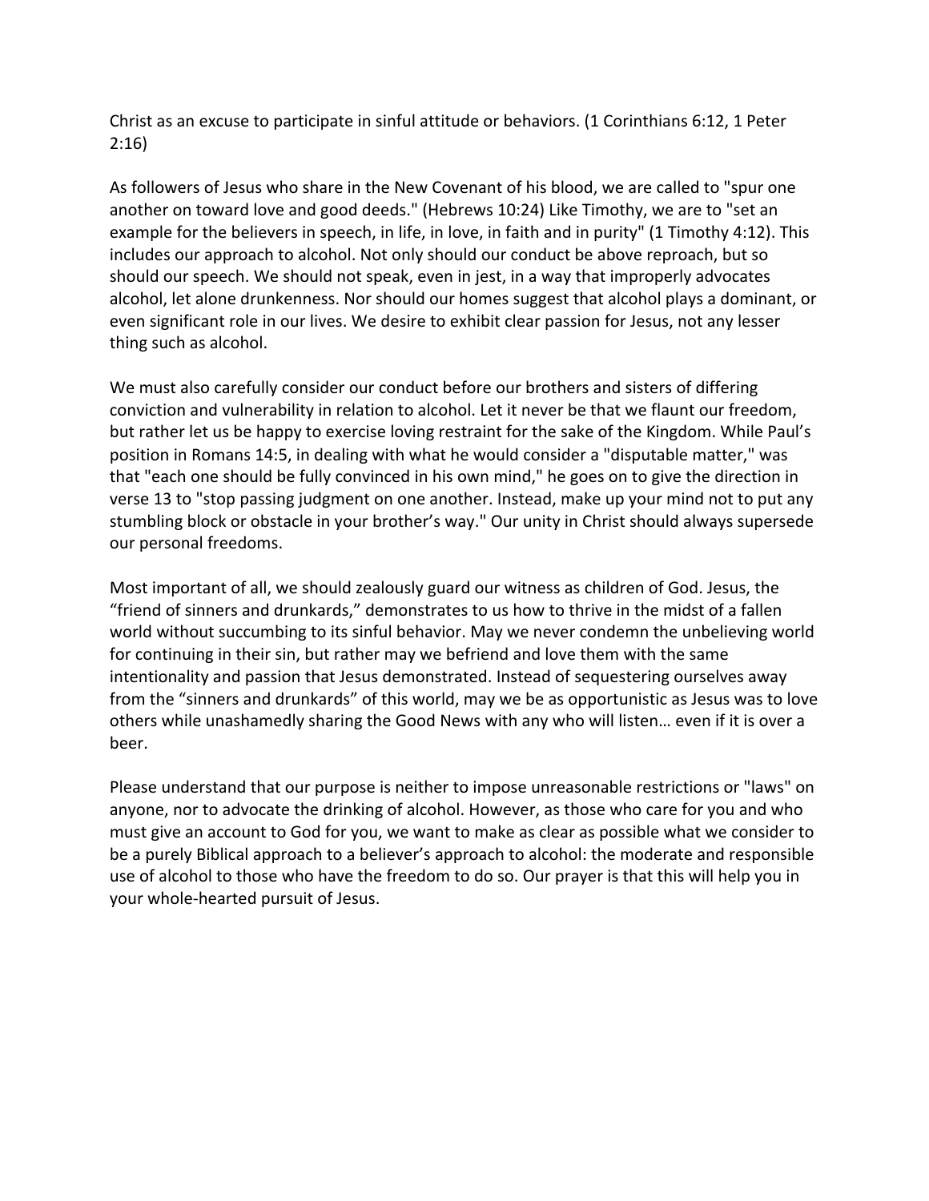Christ as an excuse to participate in sinful attitude or behaviors. (1 Corinthians 6:12, 1 Peter 2:16)

As followers of Jesus who share in the New Covenant of his blood, we are called to "spur one another on toward love and good deeds." (Hebrews 10:24) Like Timothy, we are to "set an example for the believers in speech, in life, in love, in faith and in purity" (1 Timothy 4:12). This includes our approach to alcohol. Not only should our conduct be above reproach, but so should our speech. We should not speak, even in jest, in a way that improperly advocates alcohol, let alone drunkenness. Nor should our homes suggest that alcohol plays a dominant, or even significant role in our lives. We desire to exhibit clear passion for Jesus, not any lesser thing such as alcohol.

We must also carefully consider our conduct before our brothers and sisters of differing conviction and vulnerability in relation to alcohol. Let it never be that we flaunt our freedom, but rather let us be happy to exercise loving restraint for the sake of the Kingdom. While Paul's position in Romans 14:5, in dealing with what he would consider a "disputable matter," was that "each one should be fully convinced in his own mind," he goes on to give the direction in verse 13 to "stop passing judgment on one another. Instead, make up your mind not to put any stumbling block or obstacle in your brother's way." Our unity in Christ should always supersede our personal freedoms.

Most important of all, we should zealously guard our witness as children of God. Jesus, the "friend of sinners and drunkards," demonstrates to us how to thrive in the midst of a fallen world without succumbing to its sinful behavior. May we never condemn the unbelieving world for continuing in their sin, but rather may we befriend and love them with the same intentionality and passion that Jesus demonstrated. Instead of sequestering ourselves away from the "sinners and drunkards" of this world, may we be as opportunistic as Jesus was to love others while unashamedly sharing the Good News with any who will listen… even if it is over a beer.

Please understand that our purpose is neither to impose unreasonable restrictions or "laws" on anyone, nor to advocate the drinking of alcohol. However, as those who care for you and who must give an account to God for you, we want to make as clear as possible what we consider to be a purely Biblical approach to a believer's approach to alcohol: the moderate and responsible use of alcohol to those who have the freedom to do so. Our prayer is that this will help you in your whole-hearted pursuit of Jesus.